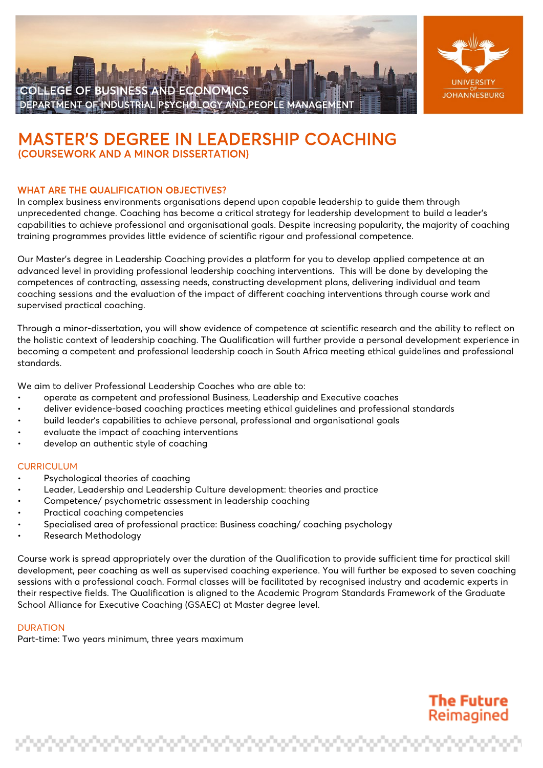COLLEGE OF BUSINESS AND ECONOMICS
DEPARTMENT OF INDUSTRIAL PSYCHOLOGY AND PEOPLE MANAGEMENT

UNIVERSITY OF JOHANNESBURG

# MASTER'S DEGREE IN LEADERSHIP COACHING
## (COURSEWORK AND A MINOR DISSERTATION)

### WHAT ARE THE QUALIFICATION OBJECTIVES?

In complex business environments organisations depend upon capable leadership to guide them through unprecedented change. Coaching has become a critical strategy for leadership development to build a leader's capabilities to achieve professional and organisational goals. Despite increasing popularity, the majority of coaching training programmes provides little evidence of scientific rigour and professional competence.

Our Master's degree in Leadership Coaching provides a platform for you to develop applied competence at an advanced level in providing professional leadership coaching interventions. This will be done by developing the competences of contracting, assessing needs, constructing development plans, delivering individual and team coaching sessions and the evaluation of the impact of different coaching interventions through course work and supervised practical coaching.

Through a minor-dissertation, you will show evidence of competence at scientific research and the ability to reflect on the holistic context of leadership coaching. The Qualification will further provide a personal development experience in becoming a competent and professional leadership coach in South Africa meeting ethical guidelines and professional standards.

We aim to deliver Professional Leadership Coaches who are able to:

- operate as competent and professional Business, Leadership and Executive coaches
- deliver evidence-based coaching practices meeting ethical guidelines and professional standards
- build leader's capabilities to achieve personal, professional and organisational goals
- evaluate the impact of coaching interventions
- develop an authentic style of coaching

### CURRICULUM

- Psychological theories of coaching
- Leader, Leadership and Leadership Culture development: theories and practice
- Competence/ psychometric assessment in leadership coaching
- Practical coaching competencies
- Specialised area of professional practice: Business coaching/ coaching psychology
- Research Methodology

Course work is spread appropriately over the duration of the Qualification to provide sufficient time for practical skill development, peer coaching as well as supervised coaching experience. You will further be exposed to seven coaching sessions with a professional coach. Formal classes will be facilitated by recognised industry and academic experts in their respective fields. The Qualification is aligned to the Academic Program Standards Framework of the Graduate School Alliance for Executive Coaching (GSAEC) at Master degree level.

### DURATION

Part-time: Two years minimum, three years maximum

The Future Reimagined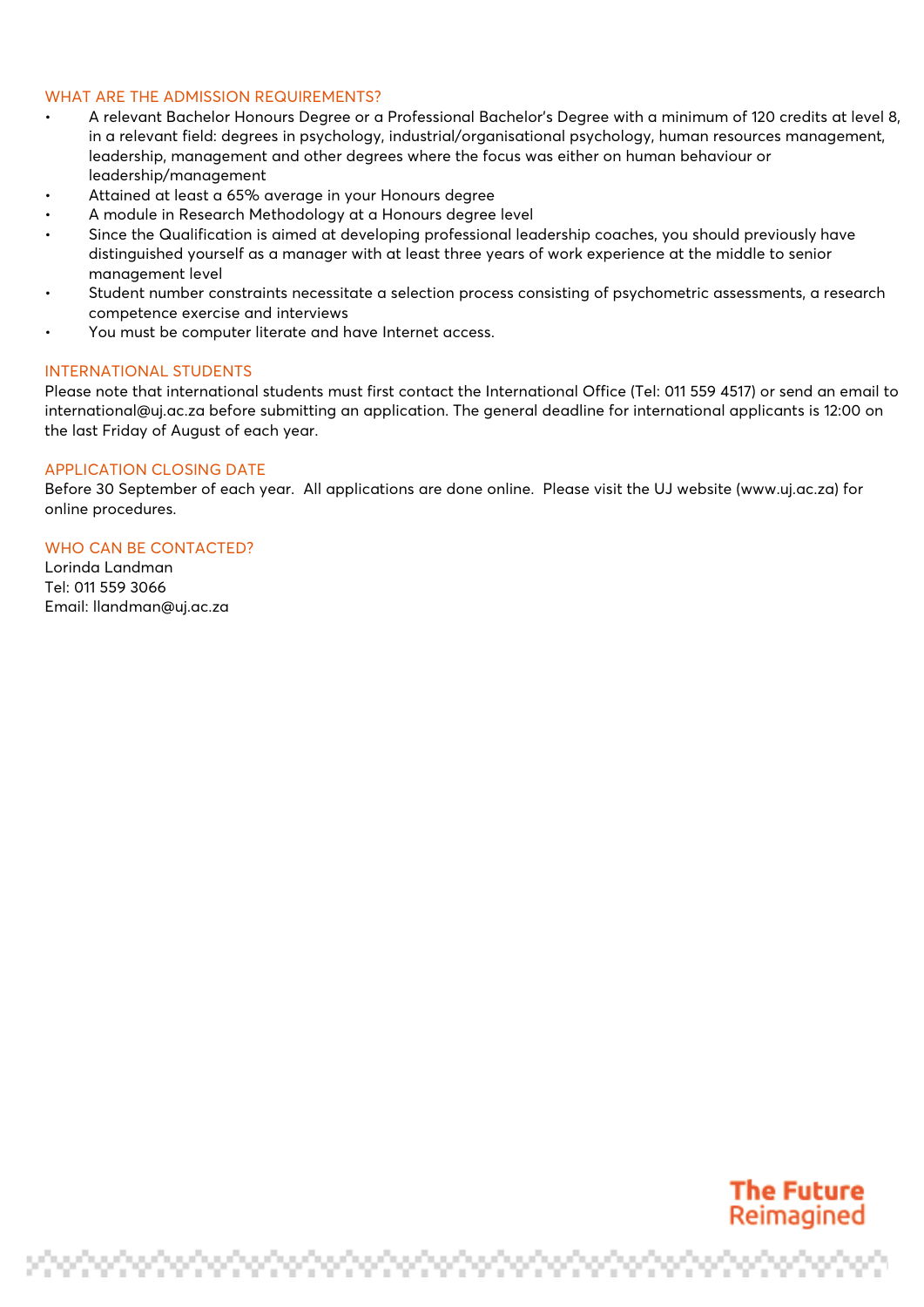## WHAT ARE THE ADMISSION REQUIREMENTS?

- A relevant Bachelor Honours Degree or a Professional Bachelor's Degree with a minimum of 120 credits at level 8, in a relevant field: degrees in psychology, industrial/organisational psychology, human resources management, leadership, management and other degrees where the focus was either on human behaviour or leadership/management
- Attained at least a 65% average in your Honours degree
- A module in Research Methodology at a Honours degree level
- Since the Qualification is aimed at developing professional leadership coaches, you should previously have distinguished yourself as a manager with at least three years of work experience at the middle to senior management level
- Student number constraints necessitate a selection process consisting of psychometric assessments, a research competence exercise and interviews
- You must be computer literate and have Internet access.

## INTERNATIONAL STUDENTS

Please note that international students must first contact the International Office (Tel: 011 559 4517) or send an email to international@uj.ac.za before submitting an application. The general deadline for international applicants is 12:00 on the last Friday of August of each year.

## APPLICATION CLOSING DATE

Before 30 September of each year. All applications are done online. Please visit the UJ website (www.uj.ac.za) for online procedures.

## WHO CAN BE CONTACTED?

Lorinda Landman
Tel: 011 559 3066
Email: llandman@uj.ac.za

The Future Reimagined